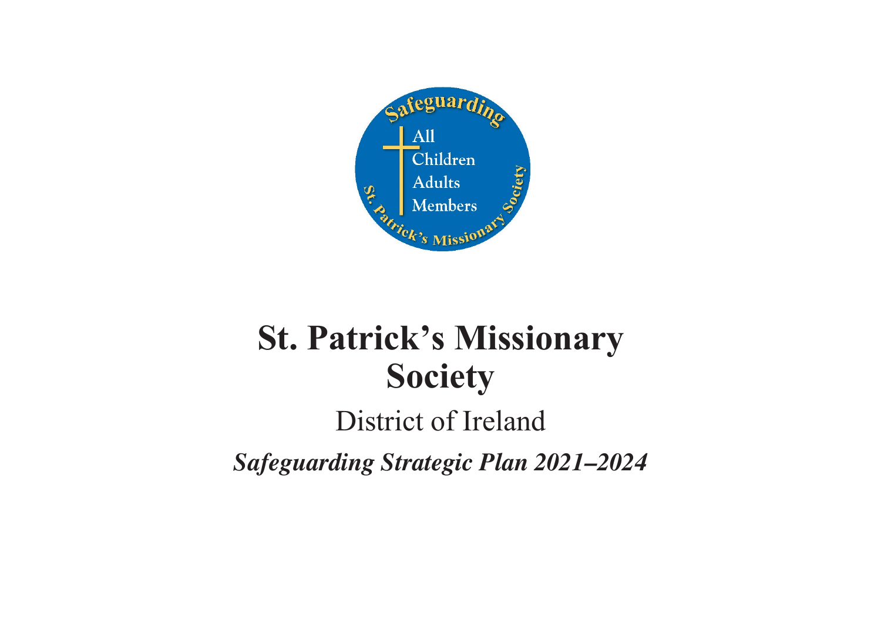# St. Patrick's Missionary Society

## District of Ireland

***Safeguarding Strategic Plan 2021–2024***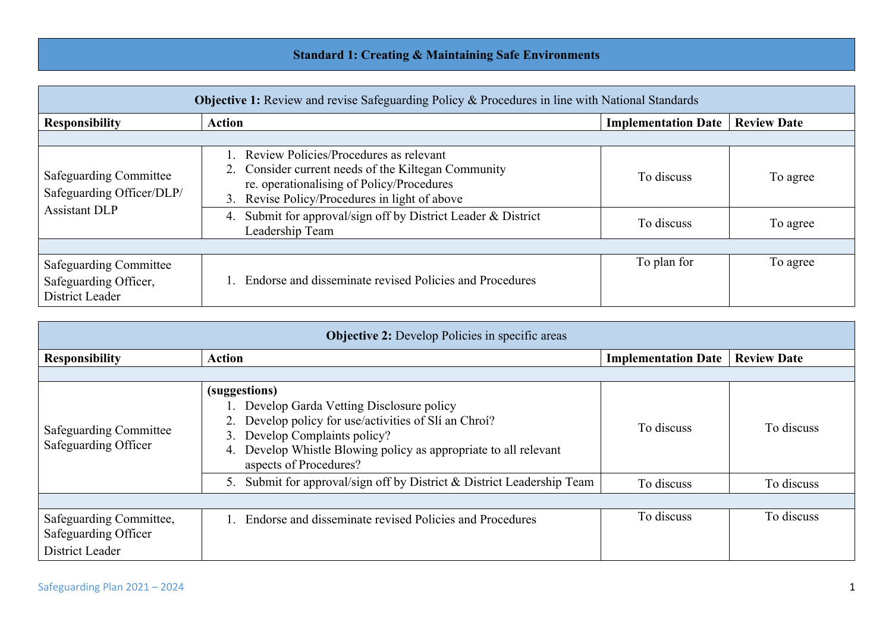# Standard 1: Creating & Maintaining Safe Environments

| **Objective 1:** Review and revise Safeguarding Policy & Procedures in line with National Standards | | | |
|---|---|---|---|
| **Responsibility** | **Action** | **Implementation Date** | **Review Date** |
| | | | |
| Safeguarding Committee<br>Safeguarding Officer/DLP/<br>Assistant DLP | 1. Review Policies/Procedures as relevant<br>2. Consider current needs of the Kiltegan Community re. operationalising of Policy/Procedures<br>3. Revise Policy/Procedures in light of above | To discuss | To agree |
| | 4. Submit for approval/sign off by District Leader & District Leadership Team | To discuss | To agree |
| | | | |
| Safeguarding Committee<br>Safeguarding Officer,<br>District Leader | 1. Endorse and disseminate revised Policies and Procedures | To plan for | To agree |

| **Objective 2:** Develop Policies in specific areas | | | |
|---|---|---|---|
| **Responsibility** | **Action** | **Implementation Date** | **Review Date** |
| | | | |
| Safeguarding Committee<br>Safeguarding Officer | **(suggestions)**<br>1. Develop Garda Vetting Disclosure policy<br>2. Develop policy for use/activities of Slí an Chroí?<br>3. Develop Complaints policy?<br>4. Develop Whistle Blowing policy as appropriate to all relevant aspects of Procedures? | To discuss | To discuss |
| | 5. Submit for approval/sign off by District & District Leadership Team | To discuss | To discuss |
| | | | |
| Safeguarding Committee,<br>Safeguarding Officer<br>District Leader | 1. Endorse and disseminate revised Policies and Procedures | To discuss | To discuss |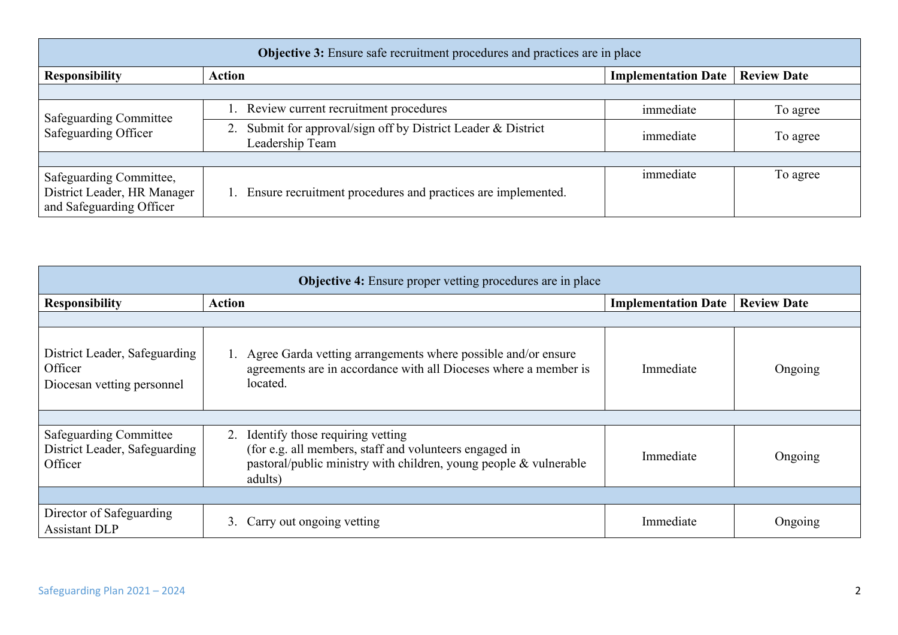| **Objective 3:** Ensure safe recruitment procedures and practices are in place | | | |
|---|---|---|---|
| **Responsibility** | **Action** | **Implementation Date** | **Review Date** |
| | | | |
| Safeguarding Committee<br>Safeguarding Officer | 1. Review current recruitment procedures | immediate | To agree |
| | 2. Submit for approval/sign off by District Leader & District Leadership Team | immediate | To agree |
| | | | |
| Safeguarding Committee, District Leader, HR Manager and Safeguarding Officer | 1. Ensure recruitment procedures and practices are implemented. | immediate | To agree |

| **Objective 4:** Ensure proper vetting procedures are in place | | | |
|---|---|---|---|
| **Responsibility** | **Action** | **Implementation Date** | **Review Date** |
| | | | |
| District Leader, Safeguarding Officer<br>Diocesan vetting personnel | 1. Agree Garda vetting arrangements where possible and/or ensure agreements are in accordance with all Dioceses where a member is located. | Immediate | Ongoing |
| | | | |
| Safeguarding Committee<br>District Leader, Safeguarding Officer | 2. Identify those requiring vetting (for e.g. all members, staff and volunteers engaged in pastoral/public ministry with children, young people & vulnerable adults) | Immediate | Ongoing |
| | | | |
| Director of Safeguarding<br>Assistant DLP | 3. Carry out ongoing vetting | Immediate | Ongoing |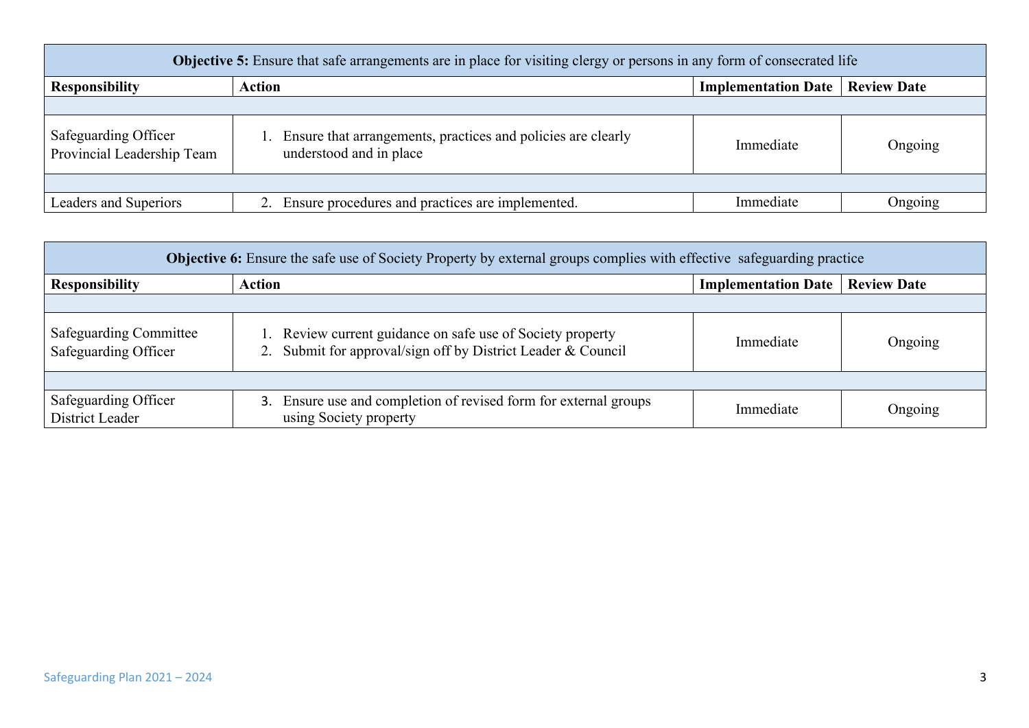| **Objective 5:** Ensure that safe arrangements are in place for visiting clergy or persons in any form of consecrated life | | | |
|---|---|---|---|
| **Responsibility** | **Action** | **Implementation Date** | **Review Date** |
| | | | |
| Safeguarding Officer<br>Provincial Leadership Team | 1. Ensure that arrangements, practices and policies are clearly understood and in place | Immediate | Ongoing |
| | | | |
| Leaders and Superiors | 2. Ensure procedures and practices are implemented. | Immediate | Ongoing |

| **Objective 6:** Ensure the safe use of Society Property by external groups complies with effective safeguarding practice | | | |
|---|---|---|---|
| **Responsibility** | **Action** | **Implementation Date** | **Review Date** |
| | | | |
| Safeguarding Committee<br>Safeguarding Officer | 1. Review current guidance on safe use of Society property<br>2. Submit for approval/sign off by District Leader & Council | Immediate | Ongoing |
| | | | |
| Safeguarding Officer<br>District Leader | 3. Ensure use and completion of revised form for external groups using Society property | Immediate | Ongoing |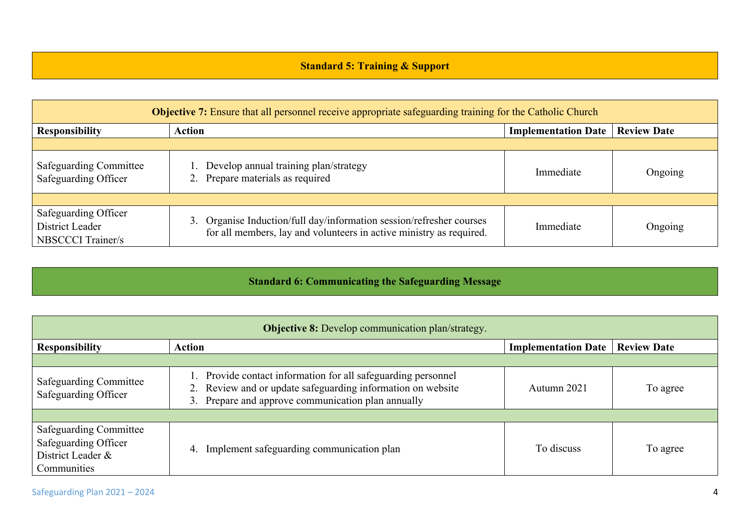## Standard 5: Training & Support

| **Objective 7:** Ensure that all personnel receive appropriate safeguarding training for the Catholic Church | | | |
|---|---|---|---|
| **Responsibility** | **Action** | **Implementation Date** | **Review Date** |
| | | | |
| Safeguarding Committee<br>Safeguarding Officer | 1. Develop annual training plan/strategy<br>2. Prepare materials as required | Immediate | Ongoing |
| | | | |
| Safeguarding Officer<br>District Leader<br>NBSCCCI Trainer/s | 3. Organise Induction/full day/information session/refresher courses for all members, lay and volunteers in active ministry as required. | Immediate | Ongoing |

## Standard 6: Communicating the Safeguarding Message

| **Objective 8:** Develop communication plan/strategy. | | | |
|---|---|---|---|
| **Responsibility** | **Action** | **Implementation Date** | **Review Date** |
| | | | |
| Safeguarding Committee<br>Safeguarding Officer | 1. Provide contact information for all safeguarding personnel<br>2. Review and or update safeguarding information on website<br>3. Prepare and approve communication plan annually | Autumn 2021 | To agree |
| | | | |
| Safeguarding Committee<br>Safeguarding Officer<br>District Leader &<br>Communities | 4. Implement safeguarding communication plan | To discuss | To agree |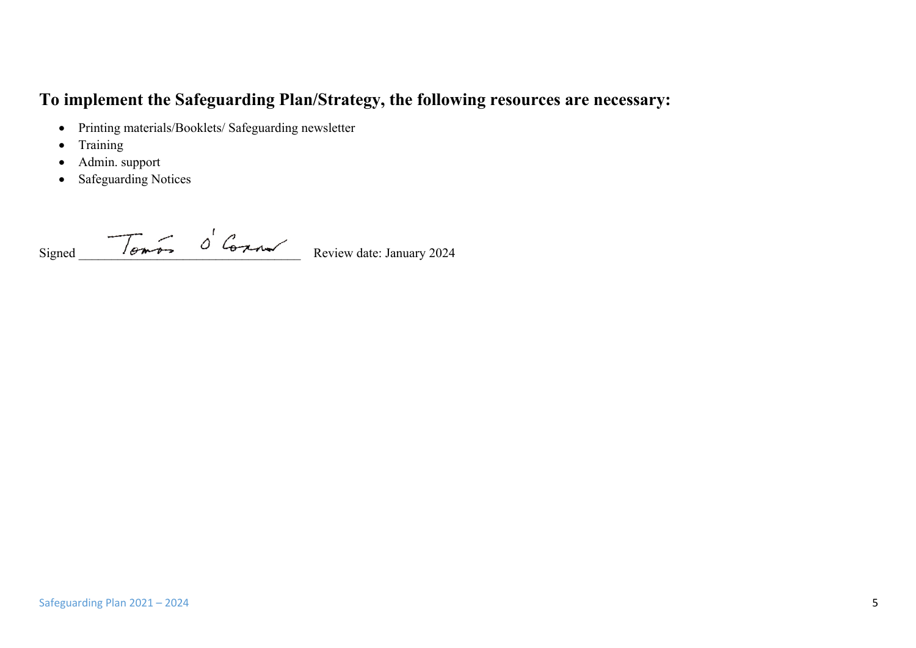## To implement the Safeguarding Plan/Strategy, the following resources are necessary:

- Printing materials/Booklets/ Safeguarding newsletter
- Training
- Admin. support
- Safeguarding Notices

Signed \_\_\_\_\_\_\_\_\_\_\_\_\_\_\_\_\_\_\_\_\_\_\_\_\_\_\_\_\_\_\_\_ Review date: January 2024